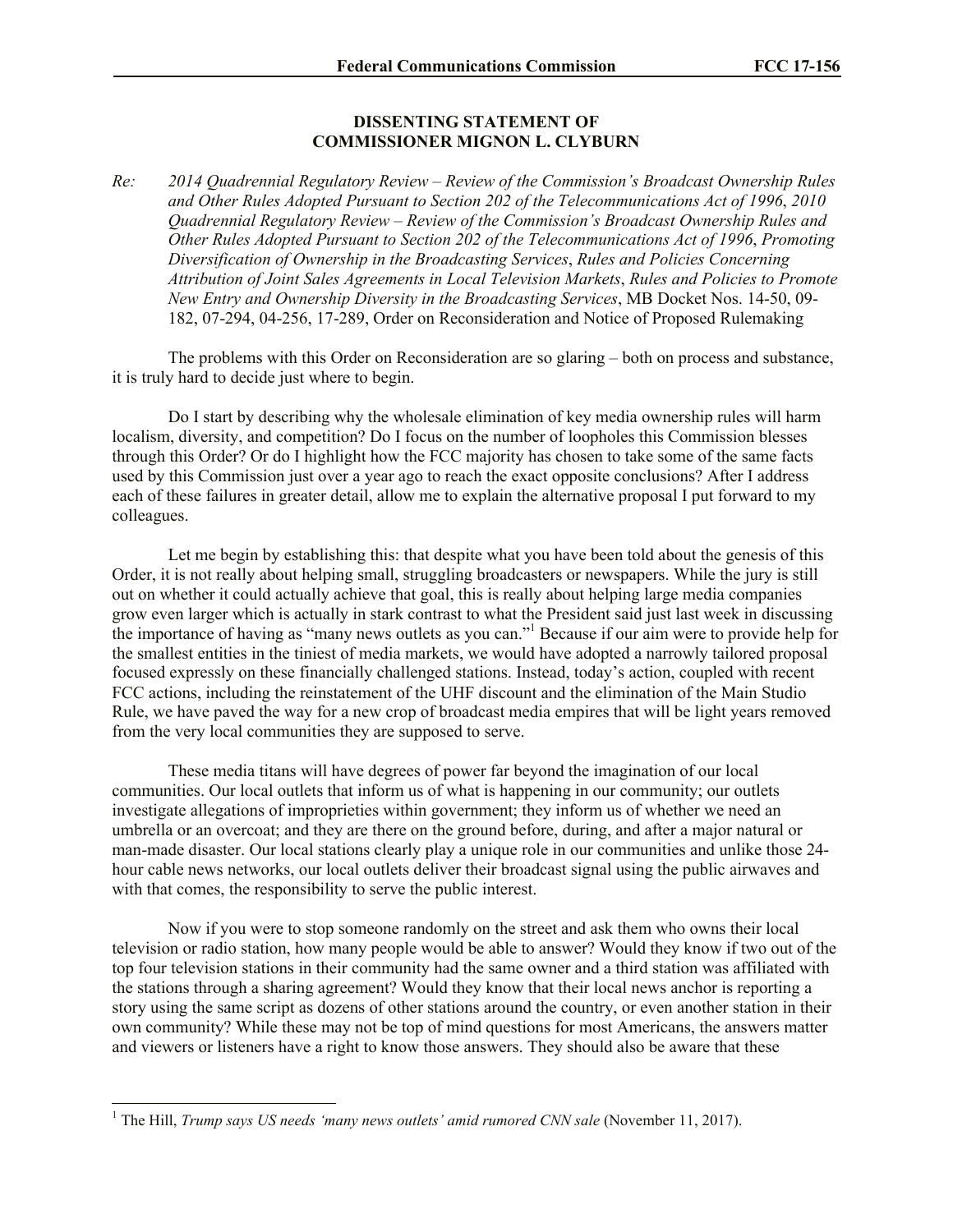## DISSENTING STATEMENT OF COMMISSIONER MIGNON L. CLYBURN

*Re: 2014 Quadrennial Regulatory Review – Review of the Commission's Broadcast Ownership Rules and Other Rules Adopted Pursuant to Section 202 of the Telecommunications Act of 1996, 2010 Quadrennial Regulatory Review – Review of the Commission's Broadcast Ownership Rules and Other Rules Adopted Pursuant to Section 202 of the Telecommunications Act of 1996, Promoting Diversification of Ownership in the Broadcasting Services, Rules and Policies Concerning Attribution of Joint Sales Agreements in Local Television Markets, Rules and Policies to Promote New Entry and Ownership Diversity in the Broadcasting Services*, MB Docket Nos. 14-50, 09-182, 07-294, 04-256, 17-289, Order on Reconsideration and Notice of Proposed Rulemaking

The problems with this Order on Reconsideration are so glaring – both on process and substance, it is truly hard to decide just where to begin.

Do I start by describing why the wholesale elimination of key media ownership rules will harm localism, diversity, and competition? Do I focus on the number of loopholes this Commission blesses through this Order? Or do I highlight how the FCC majority has chosen to take some of the same facts used by this Commission just over a year ago to reach the exact opposite conclusions? After I address each of these failures in greater detail, allow me to explain the alternative proposal I put forward to my colleagues.

Let me begin by establishing this: that despite what you have been told about the genesis of this Order, it is not really about helping small, struggling broadcasters or newspapers. While the jury is still out on whether it could actually achieve that goal, this is really about helping large media companies grow even larger which is actually in stark contrast to what the President said just last week in discussing the importance of having as "many news outlets as you can."[1] Because if our aim were to provide help for the smallest entities in the tiniest of media markets, we would have adopted a narrowly tailored proposal focused expressly on these financially challenged stations. Instead, today's action, coupled with recent FCC actions, including the reinstatement of the UHF discount and the elimination of the Main Studio Rule, we have paved the way for a new crop of broadcast media empires that will be light years removed from the very local communities they are supposed to serve.

These media titans will have degrees of power far beyond the imagination of our local communities. Our local outlets that inform us of what is happening in our community; our outlets investigate allegations of improprieties within government; they inform us of whether we need an umbrella or an overcoat; and they are there on the ground before, during, and after a major natural or man-made disaster. Our local stations clearly play a unique role in our communities and unlike those 24-hour cable news networks, our local outlets deliver their broadcast signal using the public airwaves and with that comes, the responsibility to serve the public interest.

Now if you were to stop someone randomly on the street and ask them who owns their local television or radio station, how many people would be able to answer? Would they know if two out of the top four television stations in their community had the same owner and a third station was affiliated with the stations through a sharing agreement? Would they know that their local news anchor is reporting a story using the same script as dozens of other stations around the country, or even another station in their own community? While these may not be top of mind questions for most Americans, the answers matter and viewers or listeners have a right to know those answers. They should also be aware that these

---

[1] The Hill, *Trump says US needs 'many news outlets' amid rumored CNN sale* (November 11, 2017).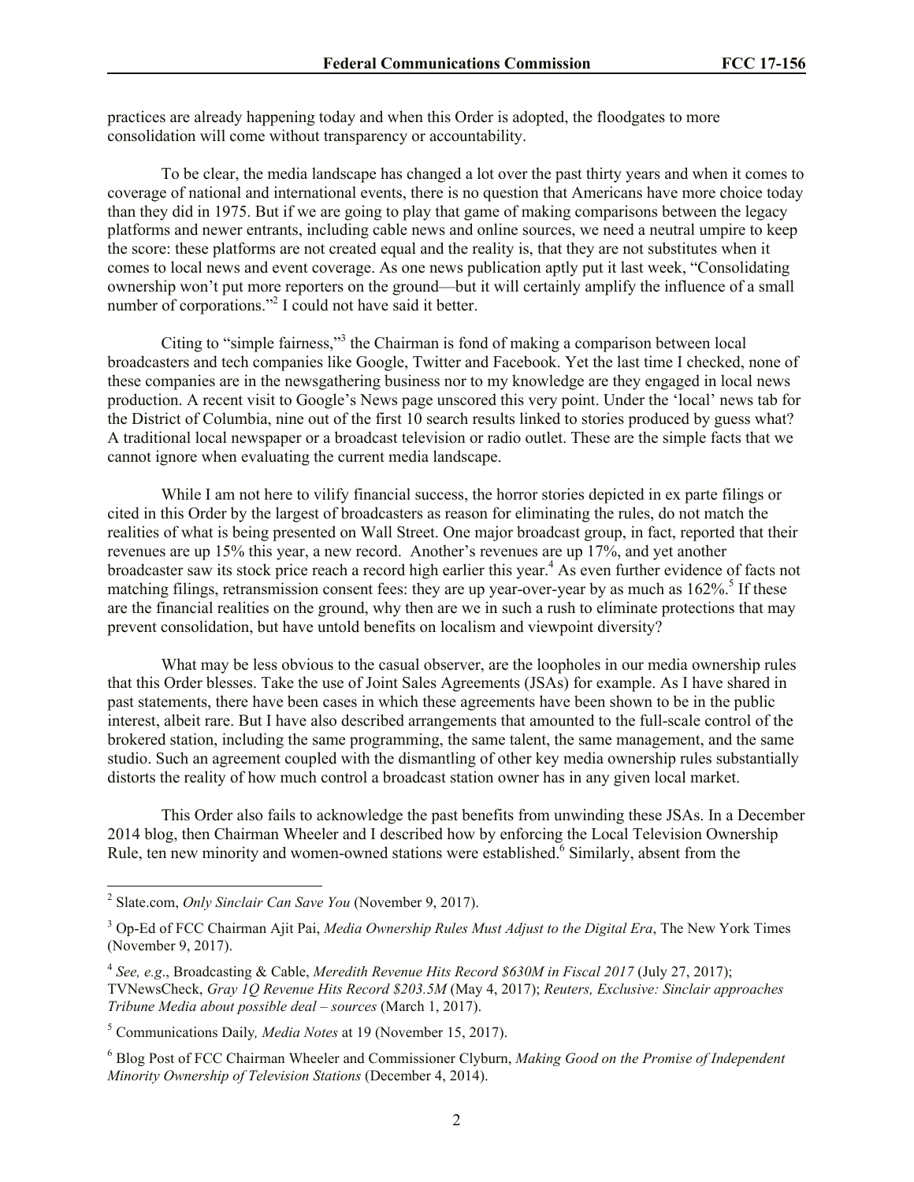practices are already happening today and when this Order is adopted, the floodgates to more consolidation will come without transparency or accountability.

To be clear, the media landscape has changed a lot over the past thirty years and when it comes to coverage of national and international events, there is no question that Americans have more choice today than they did in 1975. But if we are going to play that game of making comparisons between the legacy platforms and newer entrants, including cable news and online sources, we need a neutral umpire to keep the score: these platforms are not created equal and the reality is, that they are not substitutes when it comes to local news and event coverage. As one news publication aptly put it last week, "Consolidating ownership won't put more reporters on the ground—but it will certainly amplify the influence of a small number of corporations."[2] I could not have said it better.

Citing to "simple fairness,"[3] the Chairman is fond of making a comparison between local broadcasters and tech companies like Google, Twitter and Facebook. Yet the last time I checked, none of these companies are in the newsgathering business nor to my knowledge are they engaged in local news production. A recent visit to Google's News page unscored this very point. Under the 'local' news tab for the District of Columbia, nine out of the first 10 search results linked to stories produced by guess what? A traditional local newspaper or a broadcast television or radio outlet. These are the simple facts that we cannot ignore when evaluating the current media landscape.

While I am not here to vilify financial success, the horror stories depicted in ex parte filings or cited in this Order by the largest of broadcasters as reason for eliminating the rules, do not match the realities of what is being presented on Wall Street. One major broadcast group, in fact, reported that their revenues are up 15% this year, a new record. Another's revenues are up 17%, and yet another broadcaster saw its stock price reach a record high earlier this year.[4] As even further evidence of facts not matching filings, retransmission consent fees: they are up year-over-year by as much as 162%.[5] If these are the financial realities on the ground, why then are we in such a rush to eliminate protections that may prevent consolidation, but have untold benefits on localism and viewpoint diversity?

What may be less obvious to the casual observer, are the loopholes in our media ownership rules that this Order blesses. Take the use of Joint Sales Agreements (JSAs) for example. As I have shared in past statements, there have been cases in which these agreements have been shown to be in the public interest, albeit rare. But I have also described arrangements that amounted to the full-scale control of the brokered station, including the same programming, the same talent, the same management, and the same studio. Such an agreement coupled with the dismantling of other key media ownership rules substantially distorts the reality of how much control a broadcast station owner has in any given local market.

This Order also fails to acknowledge the past benefits from unwinding these JSAs. In a December 2014 blog, then Chairman Wheeler and I described how by enforcing the Local Television Ownership Rule, ten new minority and women-owned stations were established.[6] Similarly, absent from the

---

[2] Slate.com, *Only Sinclair Can Save You* (November 9, 2017).

[3] Op-Ed of FCC Chairman Ajit Pai, *Media Ownership Rules Must Adjust to the Digital Era*, The New York Times (November 9, 2017).

[4] *See, e.g*., Broadcasting & Cable, *Meredith Revenue Hits Record $630M in Fiscal 2017* (July 27, 2017); TVNewsCheck, *Gray 1Q Revenue Hits Record $203.5M* (May 4, 2017); *Reuters, Exclusive: Sinclair approaches Tribune Media about possible deal – sources* (March 1, 2017).

[5] Communications Daily*, Media Notes* at 19 (November 15, 2017).

[6] Blog Post of FCC Chairman Wheeler and Commissioner Clyburn, *Making Good on the Promise of Independent Minority Ownership of Television Stations* (December 4, 2014).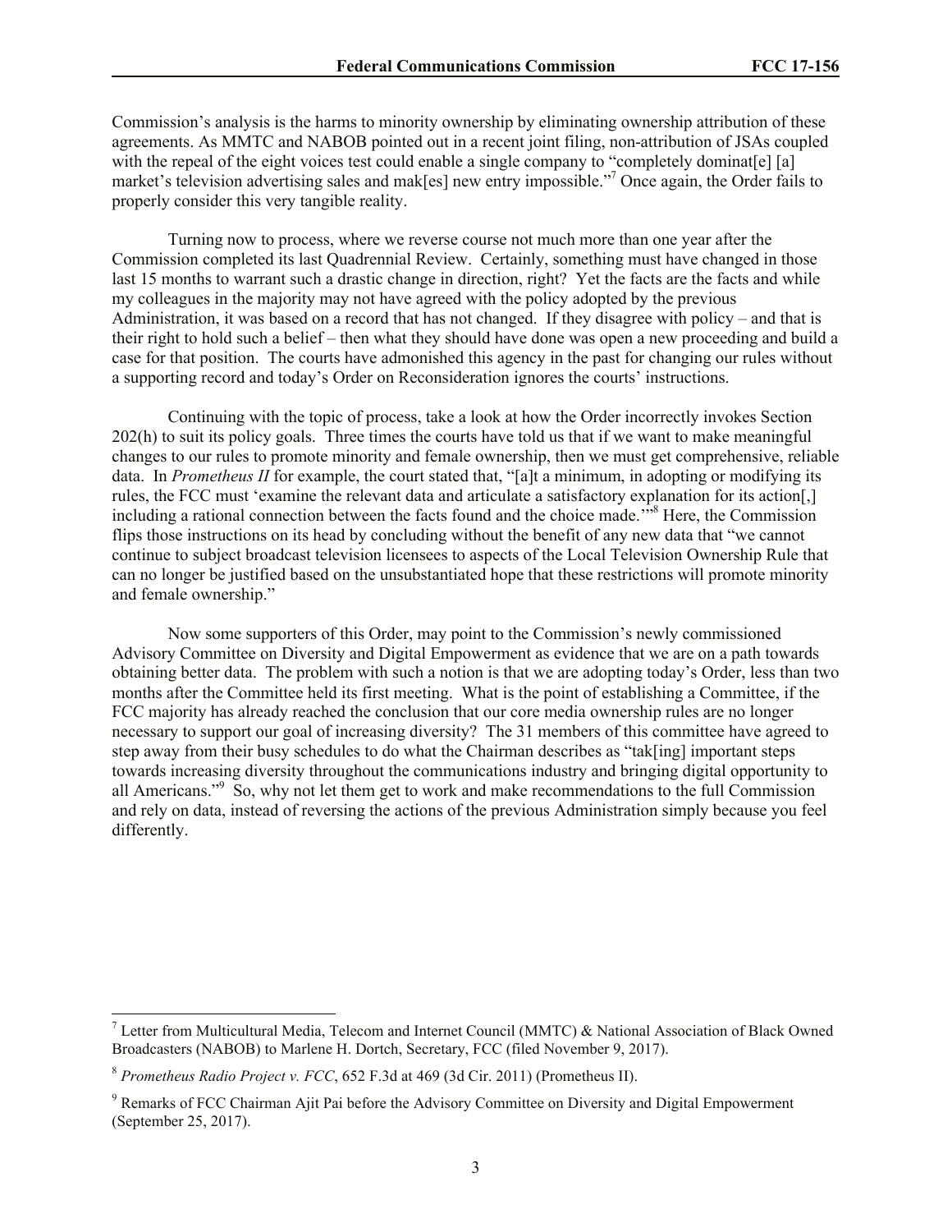Commission's analysis is the harms to minority ownership by eliminating ownership attribution of these agreements. As MMTC and NABOB pointed out in a recent joint filing, non-attribution of JSAs coupled with the repeal of the eight voices test could enable a single company to "completely dominat[e] [a] market's television advertising sales and mak[es] new entry impossible."[7] Once again, the Order fails to properly consider this very tangible reality.

Turning now to process, where we reverse course not much more than one year after the Commission completed its last Quadrennial Review. Certainly, something must have changed in those last 15 months to warrant such a drastic change in direction, right? Yet the facts are the facts and while my colleagues in the majority may not have agreed with the policy adopted by the previous Administration, it was based on a record that has not changed. If they disagree with policy – and that is their right to hold such a belief – then what they should have done was open a new proceeding and build a case for that position. The courts have admonished this agency in the past for changing our rules without a supporting record and today's Order on Reconsideration ignores the courts' instructions.

Continuing with the topic of process, take a look at how the Order incorrectly invokes Section 202(h) to suit its policy goals. Three times the courts have told us that if we want to make meaningful changes to our rules to promote minority and female ownership, then we must get comprehensive, reliable data. In *Prometheus II* for example, the court stated that, "[a]t a minimum, in adopting or modifying its rules, the FCC must 'examine the relevant data and articulate a satisfactory explanation for its action[,] including a rational connection between the facts found and the choice made.'"[8] Here, the Commission flips those instructions on its head by concluding without the benefit of any new data that "we cannot continue to subject broadcast television licensees to aspects of the Local Television Ownership Rule that can no longer be justified based on the unsubstantiated hope that these restrictions will promote minority and female ownership."

Now some supporters of this Order, may point to the Commission's newly commissioned Advisory Committee on Diversity and Digital Empowerment as evidence that we are on a path towards obtaining better data. The problem with such a notion is that we are adopting today's Order, less than two months after the Committee held its first meeting. What is the point of establishing a Committee, if the FCC majority has already reached the conclusion that our core media ownership rules are no longer necessary to support our goal of increasing diversity? The 31 members of this committee have agreed to step away from their busy schedules to do what the Chairman describes as "tak[ing] important steps towards increasing diversity throughout the communications industry and bringing digital opportunity to all Americans."[9] So, why not let them get to work and make recommendations to the full Commission and rely on data, instead of reversing the actions of the previous Administration simply because you feel differently.

---

[7] Letter from Multicultural Media, Telecom and Internet Council (MMTC) & National Association of Black Owned Broadcasters (NABOB) to Marlene H. Dortch, Secretary, FCC (filed November 9, 2017).

[8] *Prometheus Radio Project v. FCC*, 652 F.3d at 469 (3d Cir. 2011) (Prometheus II).

[9] Remarks of FCC Chairman Ajit Pai before the Advisory Committee on Diversity and Digital Empowerment (September 25, 2017).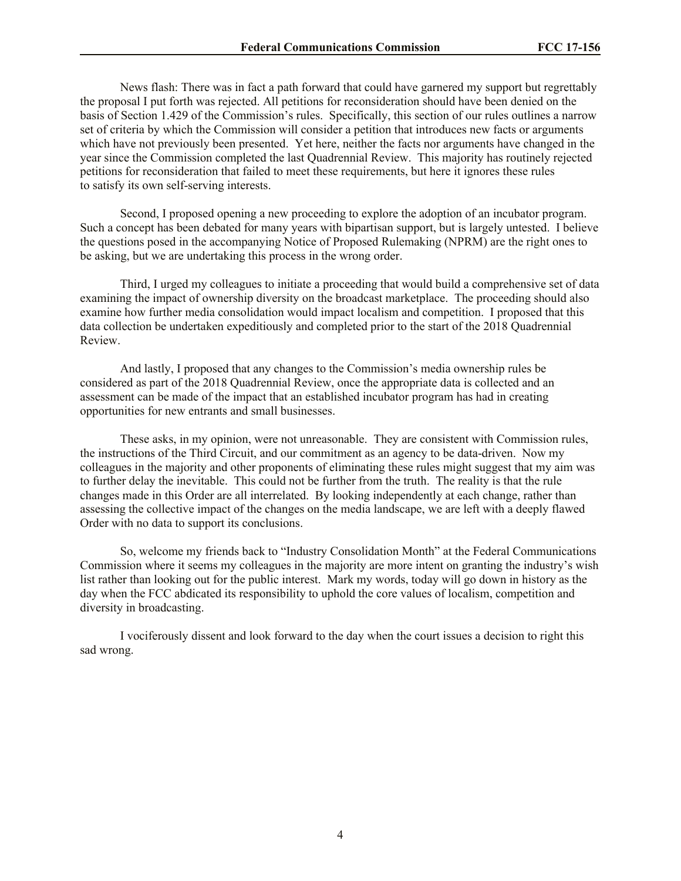News flash: There was in fact a path forward that could have garnered my support but regrettably the proposal I put forth was rejected. All petitions for reconsideration should have been denied on the basis of Section 1.429 of the Commission's rules. Specifically, this section of our rules outlines a narrow set of criteria by which the Commission will consider a petition that introduces new facts or arguments which have not previously been presented. Yet here, neither the facts nor arguments have changed in the year since the Commission completed the last Quadrennial Review. This majority has routinely rejected petitions for reconsideration that failed to meet these requirements, but here it ignores these rules to satisfy its own self-serving interests.

Second, I proposed opening a new proceeding to explore the adoption of an incubator program. Such a concept has been debated for many years with bipartisan support, but is largely untested. I believe the questions posed in the accompanying Notice of Proposed Rulemaking (NPRM) are the right ones to be asking, but we are undertaking this process in the wrong order.

Third, I urged my colleagues to initiate a proceeding that would build a comprehensive set of data examining the impact of ownership diversity on the broadcast marketplace. The proceeding should also examine how further media consolidation would impact localism and competition. I proposed that this data collection be undertaken expeditiously and completed prior to the start of the 2018 Quadrennial Review.

And lastly, I proposed that any changes to the Commission's media ownership rules be considered as part of the 2018 Quadrennial Review, once the appropriate data is collected and an assessment can be made of the impact that an established incubator program has had in creating opportunities for new entrants and small businesses.

These asks, in my opinion, were not unreasonable. They are consistent with Commission rules, the instructions of the Third Circuit, and our commitment as an agency to be data-driven. Now my colleagues in the majority and other proponents of eliminating these rules might suggest that my aim was to further delay the inevitable. This could not be further from the truth. The reality is that the rule changes made in this Order are all interrelated. By looking independently at each change, rather than assessing the collective impact of the changes on the media landscape, we are left with a deeply flawed Order with no data to support its conclusions.

So, welcome my friends back to "Industry Consolidation Month" at the Federal Communications Commission where it seems my colleagues in the majority are more intent on granting the industry's wish list rather than looking out for the public interest. Mark my words, today will go down in history as the day when the FCC abdicated its responsibility to uphold the core values of localism, competition and diversity in broadcasting.

I vociferously dissent and look forward to the day when the court issues a decision to right this sad wrong.